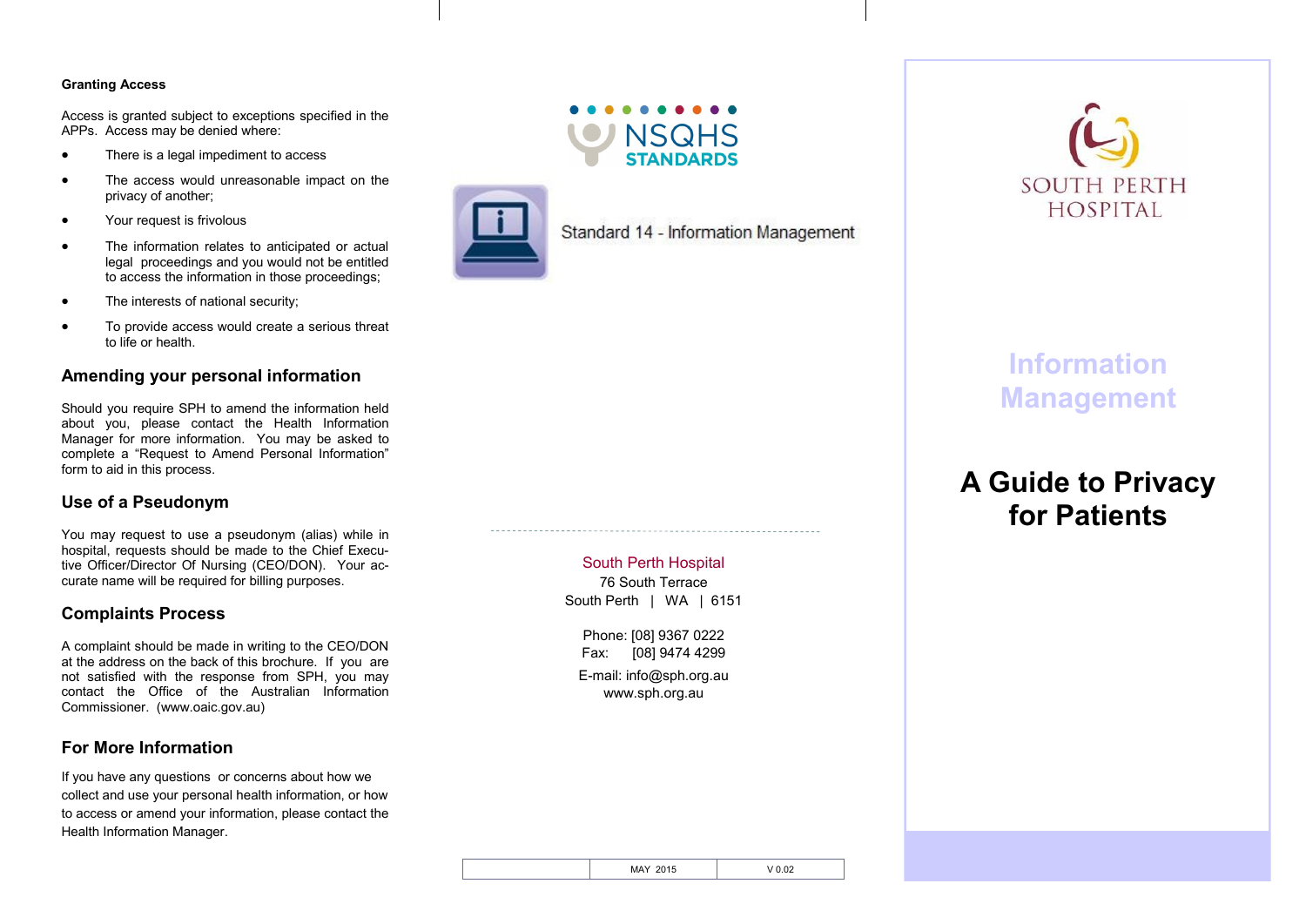#### Granting Access

Access is granted subject to exceptions specified in the APPs. Access may be denied where:

- There is a legal impediment to access
- The access would unreasonable impact on the privacy of another;
- Your request is frivolous
- The information relates to anticipated or actual legal proceedings and you would not be entitled to access the information in those proceedings;
- The interests of national security;
- To provide access would create a serious threat to life or health.

## Amending your personal information

Should you require SPH to amend the information held about you, please contact the Health Information Manager for more information. You may be asked to complete a "Request to Amend Personal Information" form to aid in this process.

## Use of a Pseudonym

You may request to use a pseudonym (alias) while in hospital, requests should be made to the Chief Executive Officer/Director Of Nursing (CEO/DON). Your accurate name will be required for billing purposes.

## Complaints Process

A complaint should be made in writing to the CEO/DON at the address on the back of this brochure. If you are not satisfied with the response from SPH, you may contact the Office of the Australian Information Commissioner. (www.oaic.gov.au)

## For More Information

If you have any questions or concerns about how we collect and use your personal health information, or how to access or amend your information, please contact the Health Information Manager.

NSQHS STANDARDS

Standard 14 - Information Management

South Perth Hospital
76 South Terrace
South Perth | WA | 6151

Phone: [08] 9367 0222
Fax: [08] 9474 4299

E-mail: info@sph.org.au
www.sph.org.au

| | MAY 2015 | V 0.02 |
|---|---|---|

SOUTH PERTH HOSPITAL

# Information Management

# A Guide to Privacy for Patients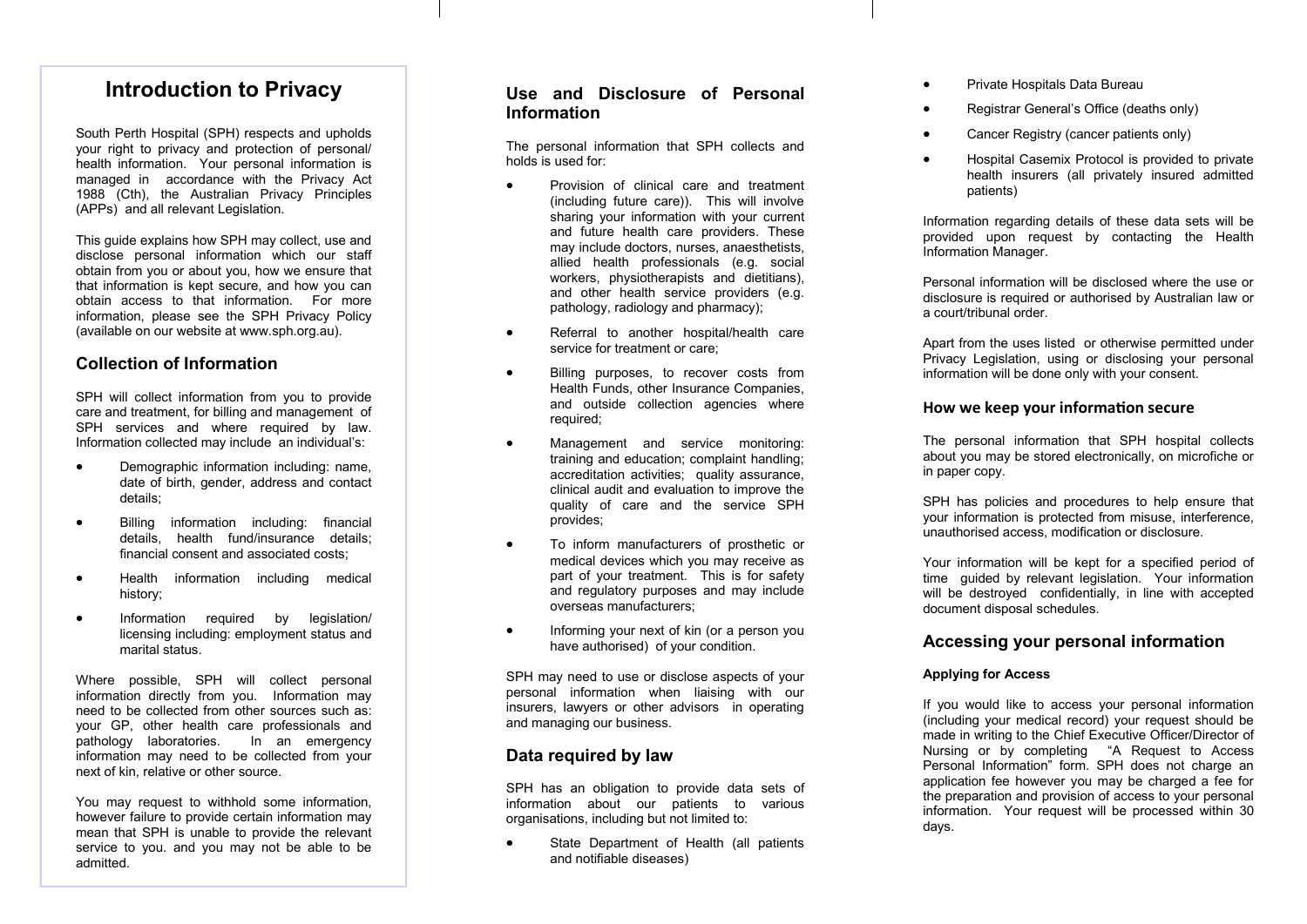# Introduction to Privacy

South Perth Hospital (SPH) respects and upholds your right to privacy and protection of personal/ health information. Your personal information is managed in accordance with the Privacy Act 1988 (Cth), the Australian Privacy Principles (APPs) and all relevant Legislation.

This guide explains how SPH may collect, use and disclose personal information which our staff obtain from you or about you, how we ensure that that information is kept secure, and how you can obtain access to that information. For more information, please see the SPH Privacy Policy (available on our website at www.sph.org.au).

## Collection of Information

SPH will collect information from you to provide care and treatment, for billing and management of SPH services and where required by law. Information collected may include an individual's:

- Demographic information including: name, date of birth, gender, address and contact details;
- Billing information including: financial details, health fund/insurance details; financial consent and associated costs;
- Health information including medical history;
- Information required by legislation/ licensing including: employment status and marital status.

Where possible, SPH will collect personal information directly from you. Information may need to be collected from other sources such as: your GP, other health care professionals and pathology laboratories. In an emergency information may need to be collected from your next of kin, relative or other source.

You may request to withhold some information, however failure to provide certain information may mean that SPH is unable to provide the relevant service to you. and you may not be able to be admitted.

## Use and Disclosure of Personal Information

The personal information that SPH collects and holds is used for:

- Provision of clinical care and treatment (including future care)). This will involve sharing your information with your current and future health care providers. These may include doctors, nurses, anaesthetists, allied health professionals (e.g. social workers, physiotherapists and dietitians), and other health service providers (e.g. pathology, radiology and pharmacy);
- Referral to another hospital/health care service for treatment or care;
- Billing purposes, to recover costs from Health Funds, other Insurance Companies, and outside collection agencies where required;
- Management and service monitoring: training and education; complaint handling; accreditation activities; quality assurance, clinical audit and evaluation to improve the quality of care and the service SPH provides;
- To inform manufacturers of prosthetic or medical devices which you may receive as part of your treatment. This is for safety and regulatory purposes and may include overseas manufacturers;
- Informing your next of kin (or a person you have authorised) of your condition.

SPH may need to use or disclose aspects of your personal information when liaising with our insurers, lawyers or other advisors in operating and managing our business.

## Data required by law

SPH has an obligation to provide data sets of information about our patients to various organisations, including but not limited to:

- State Department of Health (all patients and notifiable diseases)
- Private Hospitals Data Bureau
- Registrar General's Office (deaths only)
- Cancer Registry (cancer patients only)
- Hospital Casemix Protocol is provided to private health insurers (all privately insured admitted patients)

Information regarding details of these data sets will be provided upon request by contacting the Health Information Manager.

Personal information will be disclosed where the use or disclosure is required or authorised by Australian law or a court/tribunal order.

Apart from the uses listed or otherwise permitted under Privacy Legislation, using or disclosing your personal information will be done only with your consent.

### How we keep your information secure

The personal information that SPH hospital collects about you may be stored electronically, on microfiche or in paper copy.

SPH has policies and procedures to help ensure that your information is protected from misuse, interference, unauthorised access, modification or disclosure.

Your information will be kept for a specified period of time guided by relevant legislation. Your information will be destroyed confidentially, in line with accepted document disposal schedules.

## Accessing your personal information

#### Applying for Access

If you would like to access your personal information (including your medical record) your request should be made in writing to the Chief Executive Officer/Director of Nursing or by completing "A Request to Access Personal Information" form. SPH does not charge an application fee however you may be charged a fee for the preparation and provision of access to your personal information. Your request will be processed within 30 days.